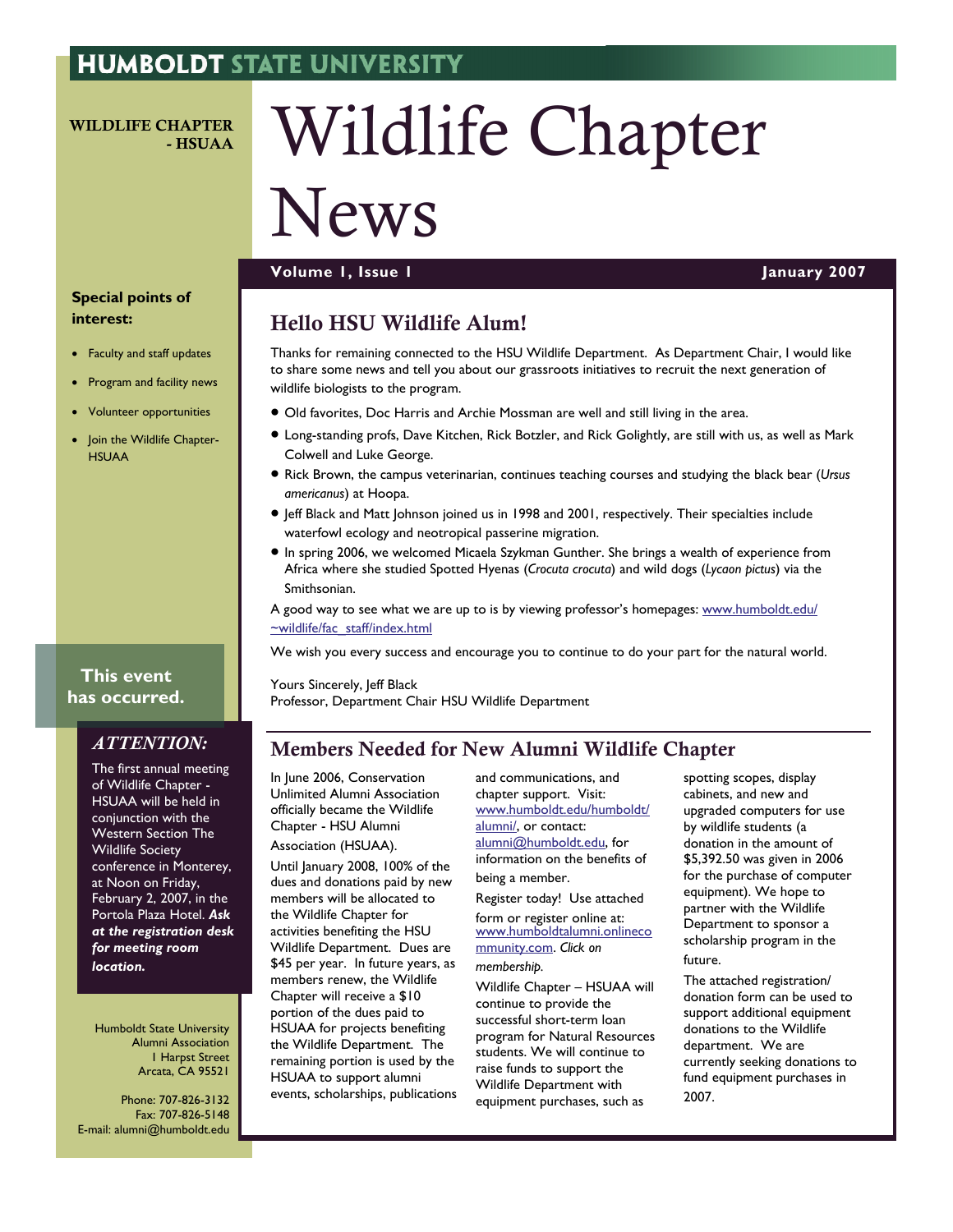# HUMBOLDT STATE UNIVERSITY

**WILDLIFE CHAPTER - HSUAA**

# Wildlife Chapter News

**Volume 1, Issue 1** **January 2007**

**Special points of interest:**

- Faculty and staff updates
- Program and facility news
- Volunteer opportunities
- Join the Wildlife Chapter-HSUAA

## Hello HSU Wildlife Alum!

Thanks for remaining connected to the HSU Wildlife Department. As Department Chair, I would like to share some news and tell you about our grassroots initiatives to recruit the next generation of wildlife biologists to the program.

- Old favorites, Doc Harris and Archie Mossman are well and still living in the area.
- Long-standing profs, Dave Kitchen, Rick Botzler, and Rick Golightly, are still with us, as well as Mark Colwell and Luke George.
- Rick Brown, the campus veterinarian, continues teaching courses and studying the black bear (*Ursus americanus*) at Hoopa.
- Jeff Black and Matt Johnson joined us in 1998 and 2001, respectively. Their specialties include waterfowl ecology and neotropical passerine migration.
- In spring 2006, we welcomed Micaela Szykman Gunther. She brings a wealth of experience from Africa where she studied Spotted Hyenas (*Crocuta crocuta*) and wild dogs (*Lycaon pictus*) via the Smithsonian.

A good way to see what we are up to is by viewing professor's homepages: www.humboldt.edu/~wildlife/fac_staff/index.html

We wish you every success and encourage you to continue to do your part for the natural world.

Yours Sincerely, Jeff Black
Professor, Department Chair HSU Wildlife Department

**This event has occurred.**

### *ATTENTION:*

The first annual meeting of Wildlife Chapter - HSUAA will be held in conjunction with the Western Section The Wildlife Society conference in Monterey, at Noon on Friday, February 2, 2007, in the Portola Plaza Hotel. ***Ask at the registration desk for meeting room location.***

## Members Needed for New Alumni Wildlife Chapter

In June 2006, Conservation Unlimited Alumni Association officially became the Wildlife Chapter - HSU Alumni Association (HSUAA).

Until January 2008, 100% of the dues and donations paid by new members will be allocated to the Wildlife Chapter for activities benefiting the HSU Wildlife Department. Dues are $45 per year. In future years, as members renew, the Wildlife Chapter will receive a $10 portion of the dues paid to HSUAA for projects benefiting the Wildlife Department. The remaining portion is used by the HSUAA to support alumni events, scholarships, publications and communications, and chapter support. Visit: www.humboldt.edu/humboldt/alumni/, or contact: alumni@humboldt.edu, for information on the benefits of being a member.

Register today! Use attached form or register online at: www.humboldtalumni.onlinecommunity.com. *Click on membership.*

Wildlife Chapter – HSUAA will continue to provide the successful short-term loan program for Natural Resources students. We will continue to raise funds to support the Wildlife Department with equipment purchases, such as spotting scopes, display cabinets, and new and upgraded computers for use by wildlife students (a donation in the amount of $5,392.50 was given in 2006 for the purchase of computer equipment). We hope to partner with the Wildlife Department to sponsor a scholarship program in the future.

The attached registration/donation form can be used to support additional equipment donations to the Wildlife department. We are currently seeking donations to fund equipment purchases in 2007.

Humboldt State University Alumni Association
1 Harpst Street
Arcata, CA 95521

Phone: 707-826-3132
Fax: 707-826-5148
E-mail: alumni@humboldt.edu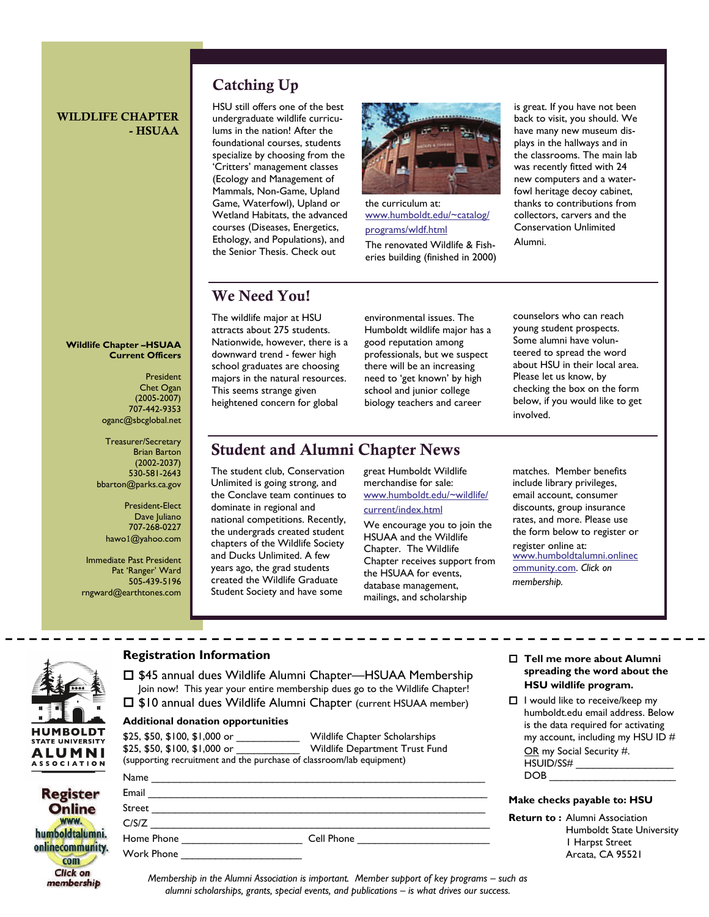**WILDLIFE CHAPTER - HSUAA**

## Catching Up

HSU still offers one of the best undergraduate wildlife curriculums in the nation! After the foundational courses, students specialize by choosing from the 'Critters' management classes (Ecology and Management of Mammals, Non-Game, Upland Game, Waterfowl), Upland or Wetland Habitats, the advanced courses (Diseases, Energetics, Ethology, and Populations), and the Senior Thesis. Check out the curriculum at: www.humboldt.edu/~catalog/programs/wldf.html

The renovated Wildlife & Fisheries building (finished in 2000) is great. If you have not been back to visit, you should. We have many new museum displays in the hallways and in the classrooms. The main lab was recently fitted with 24 new computers and a waterfowl heritage decoy cabinet, thanks to contributions from collectors, carvers and the Conservation Unlimited Alumni.

## We Need You!

The wildlife major at HSU attracts about 275 students. Nationwide, however, there is a downward trend - fewer high school graduates are choosing majors in the natural resources. This seems strange given heightened concern for global environmental issues. The Humboldt wildlife major has a good reputation among professionals, but we suspect there will be an increasing need to 'get known' by high school and junior college biology teachers and career counselors who can reach young student prospects. Some alumni have volunteered to spread the word about HSU in their local area. Please let us know, by checking the box on the form below, if you would like to get involved.

## Student and Alumni Chapter News

The student club, Conservation Unlimited is going strong, and the Conclave team continues to dominate in regional and national competitions. Recently, the undergrads created student chapters of the Wildlife Society and Ducks Unlimited. A few years ago, the grad students created the Wildlife Graduate Student Society and have some great Humboldt Wildlife merchandise for sale: www.humboldt.edu/~wildlife/current/index.html

We encourage you to join the HSUAA and the Wildlife Chapter. The Wildlife Chapter receives support from the HSUAA for events, database management, mailings, and scholarship matches. Member benefits include library privileges, email account, consumer discounts, group insurance rates, and more. Please use the form below to register or register online at: www.humboldtalumni.onlinecommunity.com. *Click on membership.*

**Wildlife Chapter –HSUAA Current Officers**

President
Chet Ogan
(2005-2007)
707-442-9353
oganc@sbcglobal.net

Treasurer/Secretary
Brian Barton
(2002-2037)
530-581-2643
bbarton@parks.ca.gov

President-Elect
Dave Juliano
707-268-0227
hawo1@yahoo.com

Immediate Past President
Pat 'Ranger' Ward
505-439-5196
rngward@earthtones.com

---

HUMBOLDT STATE UNIVERSITY ALUMNI ASSOCIATION

**Register Online**
www.humboldtalumni.onlinecommunity.com
*Click on membership*

### Registration Information

☐ $45 annual dues Wildlife Alumni Chapter—HSUAA Membership
Join now! This year your entire membership dues go to the Wildlife Chapter!

☐ $10 annual dues Wildlife Alumni Chapter (current HSUAA member)

**Additional donation opportunities**

$25, $50, $100, $1,000 or ___________ Wildlife Chapter Scholarships
$25, $50, $100, $1,000 or ___________ Wildlife Department Trust Fund
(supporting recruitment and the purchase of classroom/lab equipment)

Name ___________________________________________
Email ___________________________________________
Street ___________________________________________
C/S/Z ___________________________________________
Home Phone ___________________ Cell Phone ___________________
Work Phone ___________________

☐ **Tell me more about Alumni spreading the word about the HSU wildlife program.**

☐ I would like to receive/keep my humboldt.edu email address. Below is the data required for activating my account, including my HSU ID # OR my Social Security #.
HSUID/SS# ________________
DOB ____________________

**Make checks payable to: HSU**

**Return to :** Alumni Association
Humboldt State University
1 Harpst Street
Arcata, CA 95521

*Membership in the Alumni Association is important. Member support of key programs – such as alumni scholarships, grants, special events, and publications – is what drives our success.*